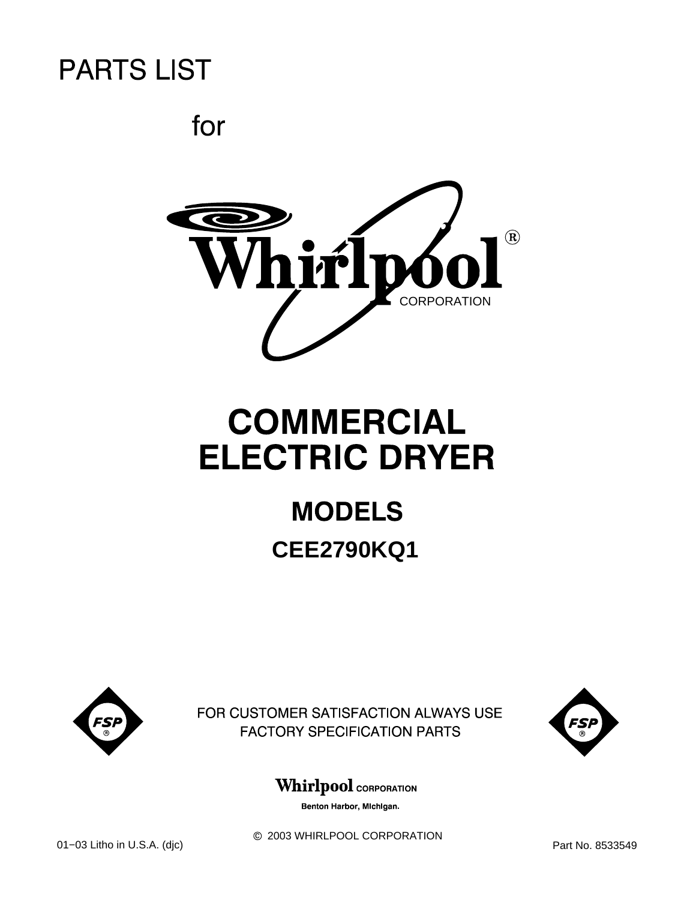# PARTS LIST

for

Whirlpool®
CORPORATION

# COMMERCIAL ELECTRIC DRYER

## MODELS

## CEE2790KQ1

FSP®

FOR CUSTOMER SATISFACTION ALWAYS USE FACTORY SPECIFICATION PARTS

FSP®

Whirlpool CORPORATION

Benton Harbor, Michigan.

© 2003 WHIRLPOOL CORPORATION

01−03 Litho in U.S.A. (djc)

Part No. 8533549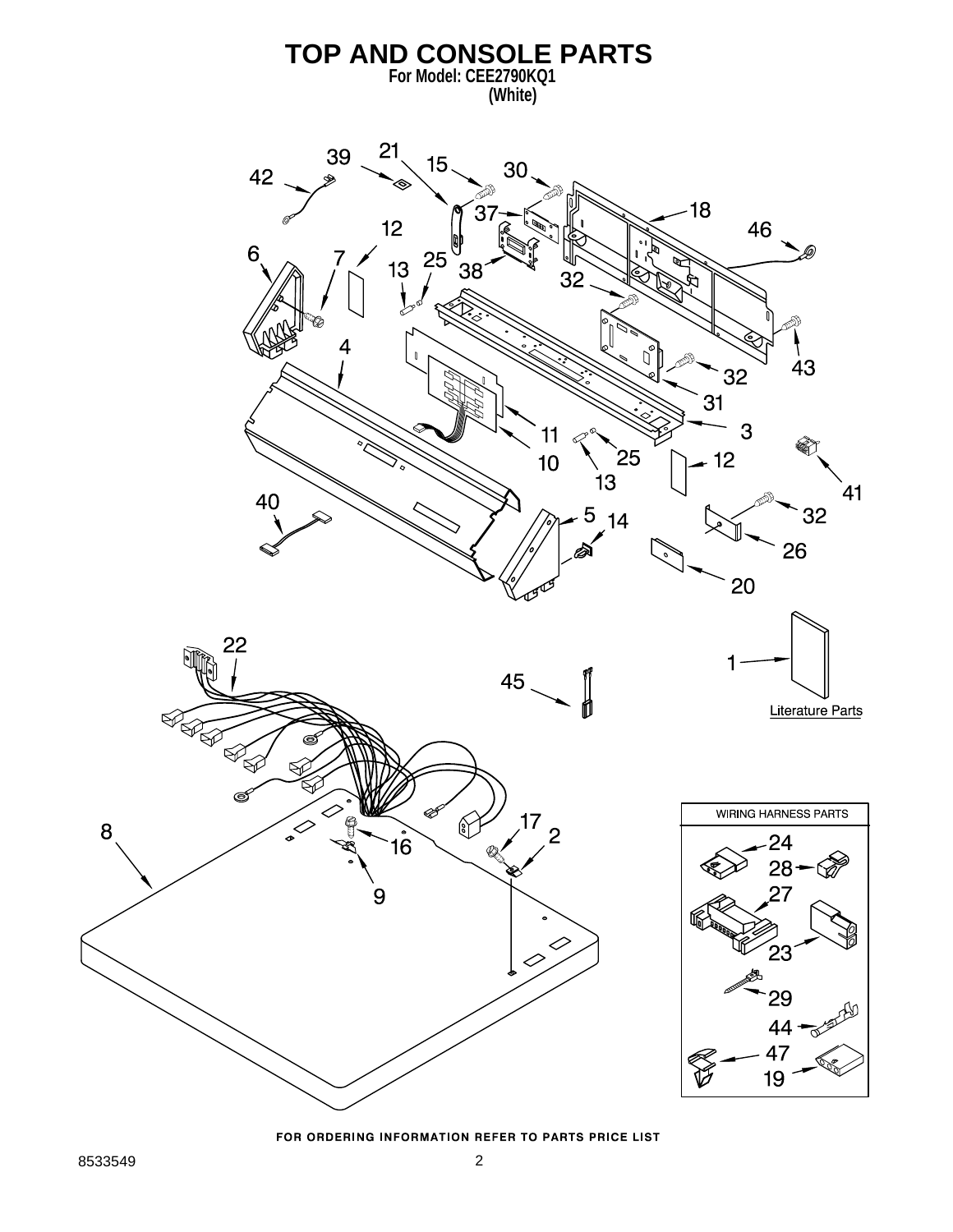# TOP AND CONSOLE PARTS

**For Model: CEE2790KQ1**
**(White)**

Literature Parts

WIRING HARNESS PARTS

FOR ORDERING INFORMATION REFER TO PARTS PRICE LIST

8533549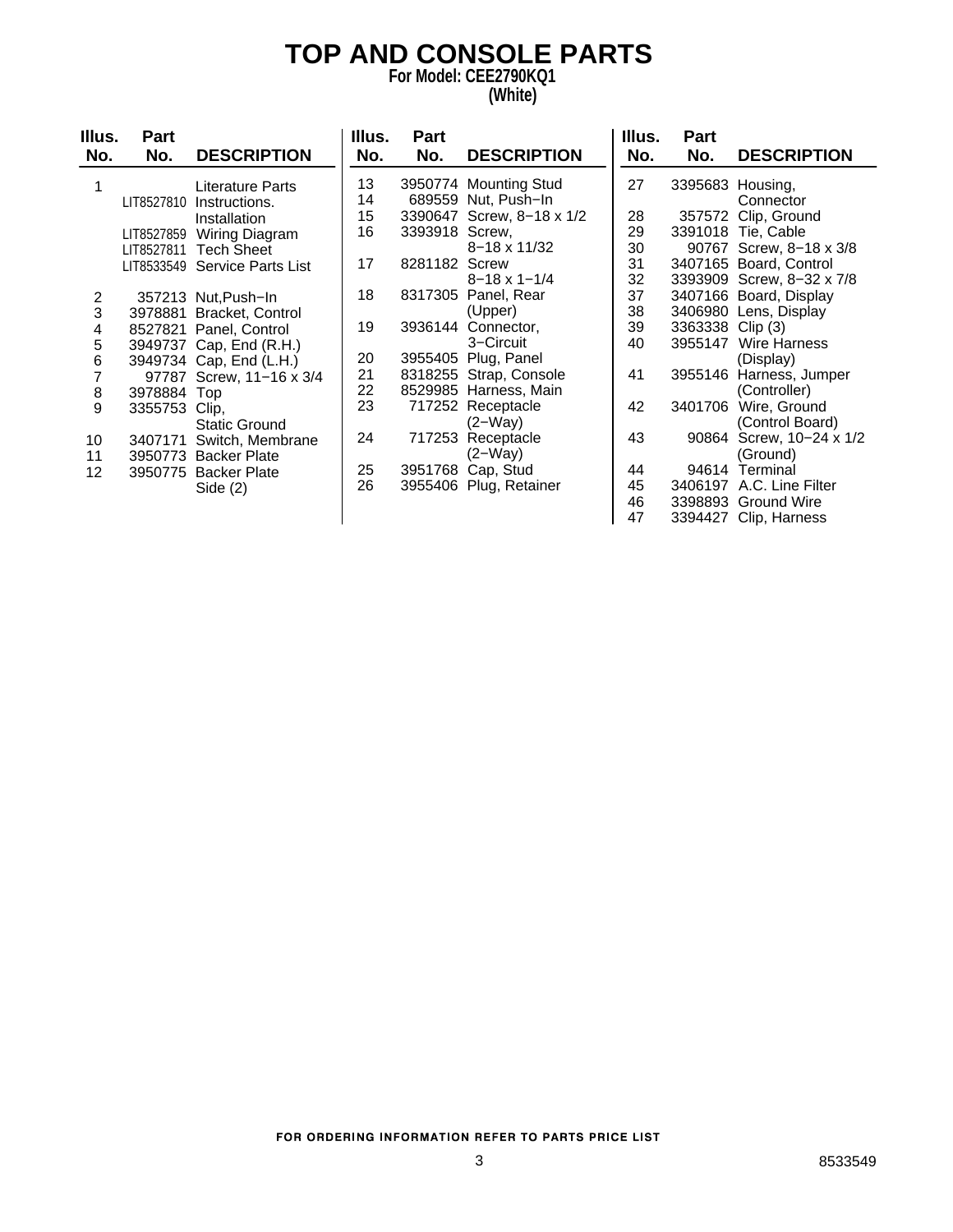# TOP AND CONSOLE PARTS

**For Model: CEE2790KQ1**
**(White)**

| Illus. No. | Part No. | DESCRIPTION |
|---|---|---|
| 1 | | Literature Parts |
| | LIT8527810 | Instructions. Installation |
| | LIT8527859 | Wiring Diagram |
| | LIT8527811 | Tech Sheet |
| | LIT8533549 | Service Parts List |
| 2 | 357213 | Nut,Push−In |
| 3 | 3978881 | Bracket, Control |
| 4 | 8527821 | Panel, Control |
| 5 | 3949737 | Cap, End (R.H.) |
| 6 | 3949734 | Cap, End (L.H.) |
| 7 | 97787 | Screw, 11−16 x 3/4 |
| 8 | 3978884 | Top |
| 9 | 3355753 | Clip, Static Ground |
| 10 | 3407171 | Switch, Membrane |
| 11 | 3950773 | Backer Plate |
| 12 | 3950775 | Backer Plate Side (2) |
| 13 | 3950774 | Mounting Stud |
| 14 | 689559 | Nut, Push−In |
| 15 | 3390647 | Screw, 8−18 x 1/2 |
| 16 | 3393918 | Screw, 8−18 x 11/32 |
| 17 | 8281182 | Screw 8−18 x 1−1/4 |
| 18 | 8317305 | Panel, Rear (Upper) |
| 19 | 3936144 | Connector, 3−Circuit |
| 20 | 3955405 | Plug, Panel |
| 21 | 8318255 | Strap, Console |
| 22 | 8529985 | Harness, Main |
| 23 | 717252 | Receptacle (2−Way) |
| 24 | 717253 | Receptacle (2−Way) |
| 25 | 3951768 | Cap, Stud |
| 26 | 3955406 | Plug, Retainer |
| 27 | 3395683 | Housing, Connector |
| 28 | 357572 | Clip, Ground |
| 29 | 3391018 | Tie, Cable |
| 30 | 90767 | Screw, 8−18 x 3/8 |
| 31 | 3407165 | Board, Control |
| 32 | 3393909 | Screw, 8−32 x 7/8 |
| 37 | 3407166 | Board, Display |
| 38 | 3406980 | Lens, Display |
| 39 | 3363338 | Clip (3) |
| 40 | 3955147 | Wire Harness (Display) |
| 41 | 3955146 | Harness, Jumper (Controller) |
| 42 | 3401706 | Wire, Ground (Control Board) |
| 43 | 90864 | Screw, 10−24 x 1/2 (Ground) |
| 44 | 94614 | Terminal |
| 45 | 3406197 | A.C. Line Filter |
| 46 | 3398893 | Ground Wire |
| 47 | 3394427 | Clip, Harness |

FOR ORDERING INFORMATION REFER TO PARTS PRICE LIST

8533549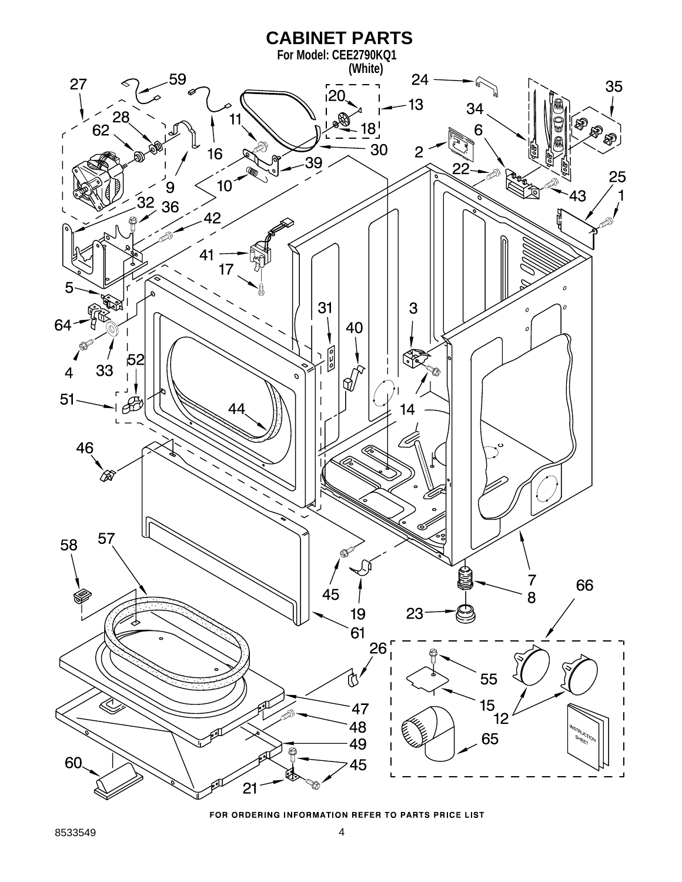# CABINET PARTS

For Model: CEE2790KQ1
(White)

FOR ORDERING INFORMATION REFER TO PARTS PRICE LIST

8533549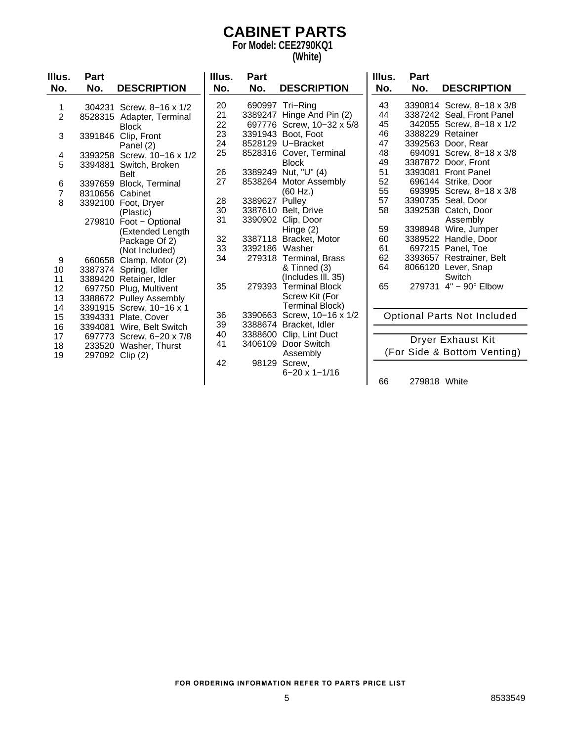# CABINET PARTS

**For Model: CEE2790KQ1**
**(White)**

| Illus. No. | Part No. | DESCRIPTION |
|---|---|---|
| 1 | 304231 | Screw, 8−16 x 1/2 |
| 2 | 8528315 | Adapter, Terminal Block |
| 3 | 3391846 | Clip, Front Panel (2) |
| 4 | 3393258 | Screw, 10−16 x 1/2 |
| 5 | 3394881 | Switch, Broken Belt |
| 6 | 3397659 | Block, Terminal |
| 7 | 8310656 | Cabinet |
| 8 | 3392100 | Foot, Dryer (Plastic) |
| | 279810 | Foot − Optional (Extended Length Package Of 2) (Not Included) |
| 9 | 660658 | Clamp, Motor (2) |
| 10 | 3387374 | Spring, Idler |
| 11 | 3389420 | Retainer, Idler |
| 12 | 697750 | Plug, Multivent |
| 13 | 3388672 | Pulley Assembly |
| 14 | 3391915 | Screw, 10−16 x 1 |
| 15 | 3394331 | Plate, Cover |
| 16 | 3394081 | Wire, Belt Switch |
| 17 | 697773 | Screw, 6−20 x 7/8 |
| 18 | 233520 | Washer, Thurst |
| 19 | 297092 | Clip (2) |
| 20 | 690997 | Tri−Ring |
| 21 | 3389247 | Hinge And Pin (2) |
| 22 | 697776 | Screw, 10−32 x 5/8 |
| 23 | 3391943 | Boot, Foot |
| 24 | 8528129 | U−Bracket |
| 25 | 8528316 | Cover, Terminal Block |
| 26 | 3389249 | Nut, "U" (4) |
| 27 | 8538264 | Motor Assembly (60 Hz.) |
| 28 | 3389627 | Pulley |
| 30 | 3387610 | Belt, Drive |
| 31 | 3390902 | Clip, Door Hinge (2) |
| 32 | 3387118 | Bracket, Motor |
| 33 | 3392186 | Washer |
| 34 | 279318 | Terminal, Brass & Tinned (3) (Includes Ill. 35) |
| 35 | 279393 | Terminal Block Screw Kit (For Terminal Block) |
| 36 | 3390663 | Screw, 10−16 x 1/2 |
| 39 | 3388674 | Bracket, Idler |
| 40 | 3388600 | Clip, Lint Duct |
| 41 | 3406109 | Door Switch Assembly |
| 42 | 98129 | Screw, 6−20 x 1−1/16 |
| 43 | 3390814 | Screw, 8−18 x 3/8 |
| 44 | 3387242 | Seal, Front Panel |
| 45 | 342055 | Screw, 8−18 x 1/2 |
| 46 | 3388229 | Retainer |
| 47 | 3392563 | Door, Rear |
| 48 | 694091 | Screw, 8−18 x 3/8 |
| 49 | 3387872 | Door, Front |
| 51 | 3393081 | Front Panel |
| 52 | 696144 | Strike, Door |
| 55 | 693995 | Screw, 8−18 x 3/8 |
| 57 | 3390735 | Seal, Door |
| 58 | 3392538 | Catch, Door Assembly |
| 59 | 3398948 | Wire, Jumper |
| 60 | 3389522 | Handle, Door |
| 61 | 697215 | Panel, Toe |
| 62 | 3393657 | Restrainer, Belt |
| 64 | 8066120 | Lever, Snap Switch |
| 65 | 279731 | 4" − 90° Elbow |

## Optional Parts Not Included

### Dryer Exhaust Kit (For Side & Bottom Venting)

| Illus. No. | Part No. | DESCRIPTION |
|---|---|---|
| 66 | 279818 | White |

FOR ORDERING INFORMATION REFER TO PARTS PRICE LIST

8533549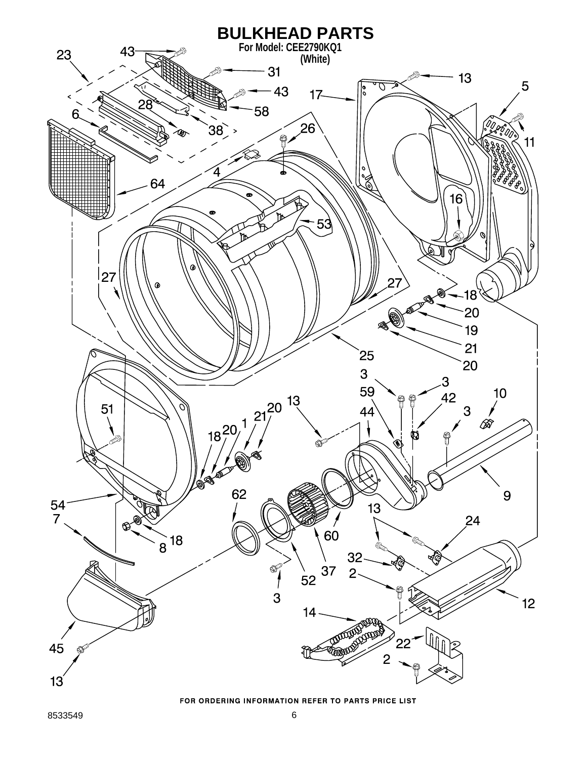# BULKHEAD PARTS

**For Model: CEE2790KQ1**
**(White)**

FOR ORDERING INFORMATION REFER TO PARTS PRICE LIST

8533549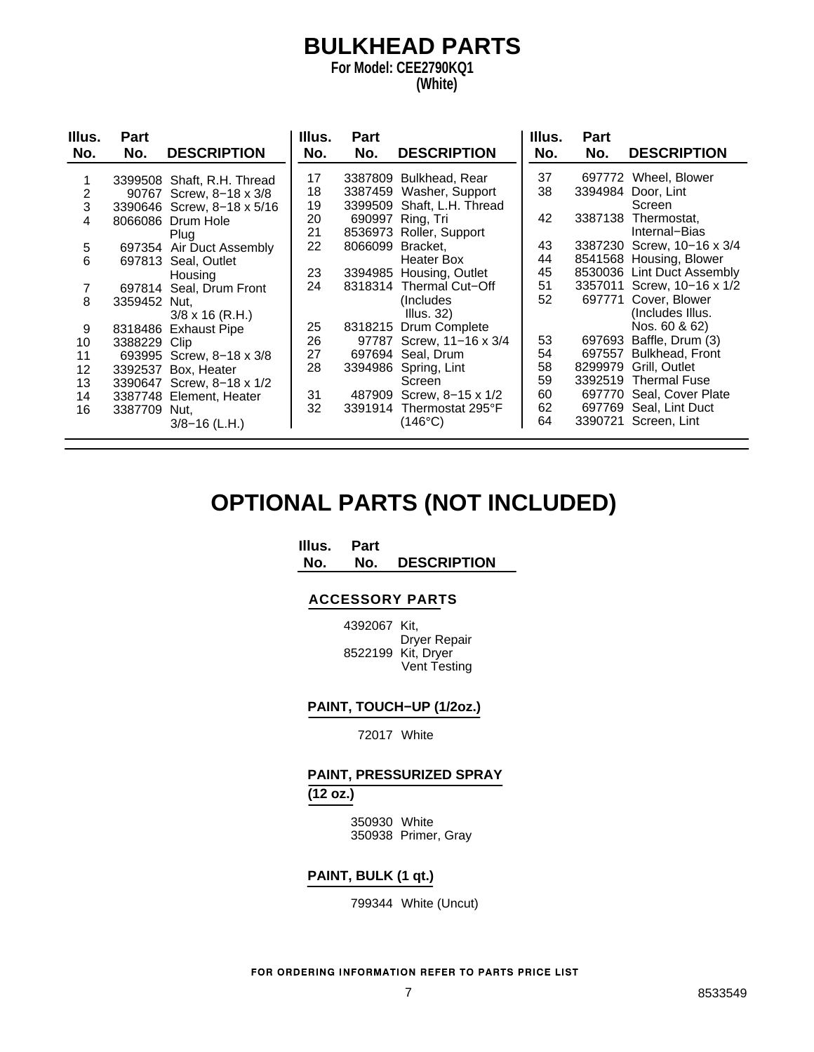# BULKHEAD PARTS

**For Model: CEE2790KQ1**
**(White)**

| Illus. No. | Part No. | DESCRIPTION |
|---|---|---|
| 1 | 3399508 | Shaft, R.H. Thread |
| 2 | 90767 | Screw, 8−18 x 3/8 |
| 3 | 3390646 | Screw, 8−18 x 5/16 |
| 4 | 8066086 | Drum Hole Plug |
| 5 | 697354 | Air Duct Assembly |
| 6 | 697813 | Seal, Outlet Housing |
| 7 | 697814 | Seal, Drum Front |
| 8 | 3359452 | Nut, 3/8 x 16 (R.H.) |
| 9 | 8318486 | Exhaust Pipe |
| 10 | 3388229 | Clip |
| 11 | 693995 | Screw, 8−18 x 3/8 |
| 12 | 3392537 | Box, Heater |
| 13 | 3390647 | Screw, 8−18 x 1/2 |
| 14 | 3387748 | Element, Heater |
| 16 | 3387709 | Nut, 3/8−16 (L.H.) |
| 17 | 3387809 | Bulkhead, Rear |
| 18 | 3387459 | Washer, Support |
| 19 | 3399509 | Shaft, L.H. Thread |
| 20 | 690997 | Ring, Tri |
| 21 | 8536973 | Roller, Support |
| 22 | 8066099 | Bracket, Heater Box |
| 23 | 3394985 | Housing, Outlet |
| 24 | 8318314 | Thermal Cut−Off (Includes Illus. 32) |
| 25 | 8318215 | Drum Complete |
| 26 | 97787 | Screw, 11−16 x 3/4 |
| 27 | 697694 | Seal, Drum |
| 28 | 3394986 | Spring, Lint Screen |
| 31 | 487909 | Screw, 8−15 x 1/2 |
| 32 | 3391914 | Thermostat 295°F (146°C) |
| 37 | 697772 | Wheel, Blower |
| 38 | 3394984 | Door, Lint Screen |
| 42 | 3387138 | Thermostat, Internal−Bias |
| 43 | 3387230 | Screw, 10−16 x 3/4 |
| 44 | 8541568 | Housing, Blower |
| 45 | 8530036 | Lint Duct Assembly |
| 51 | 3357011 | Screw, 10−16 x 1/2 |
| 52 | 697771 | Cover, Blower (Includes Illus. Nos. 60 & 62) |
| 53 | 697693 | Baffle, Drum (3) |
| 54 | 697557 | Bulkhead, Front |
| 58 | 8299979 | Grill, Outlet |
| 59 | 3392519 | Thermal Fuse |
| 60 | 697770 | Seal, Cover Plate |
| 62 | 697769 | Seal, Lint Duct |
| 64 | 3390721 | Screen, Lint |

# OPTIONAL PARTS (NOT INCLUDED)

| Illus. No. | Part No. | DESCRIPTION |
|---|---|---|
| | | **ACCESSORY PARTS** |
| | 4392067 | Kit, Dryer Repair |
| | 8522199 | Kit, Dryer Vent Testing |
| | | **PAINT, TOUCH−UP (1/2oz.)** |
| | 72017 | White |
| | | **PAINT, PRESSURIZED SPRAY (12 oz.)** |
| | 350930 | White |
| | 350938 | Primer, Gray |
| | | **PAINT, BULK (1 qt.)** |
| | 799344 | White (Uncut) |

FOR ORDERING INFORMATION REFER TO PARTS PRICE LIST

8533549